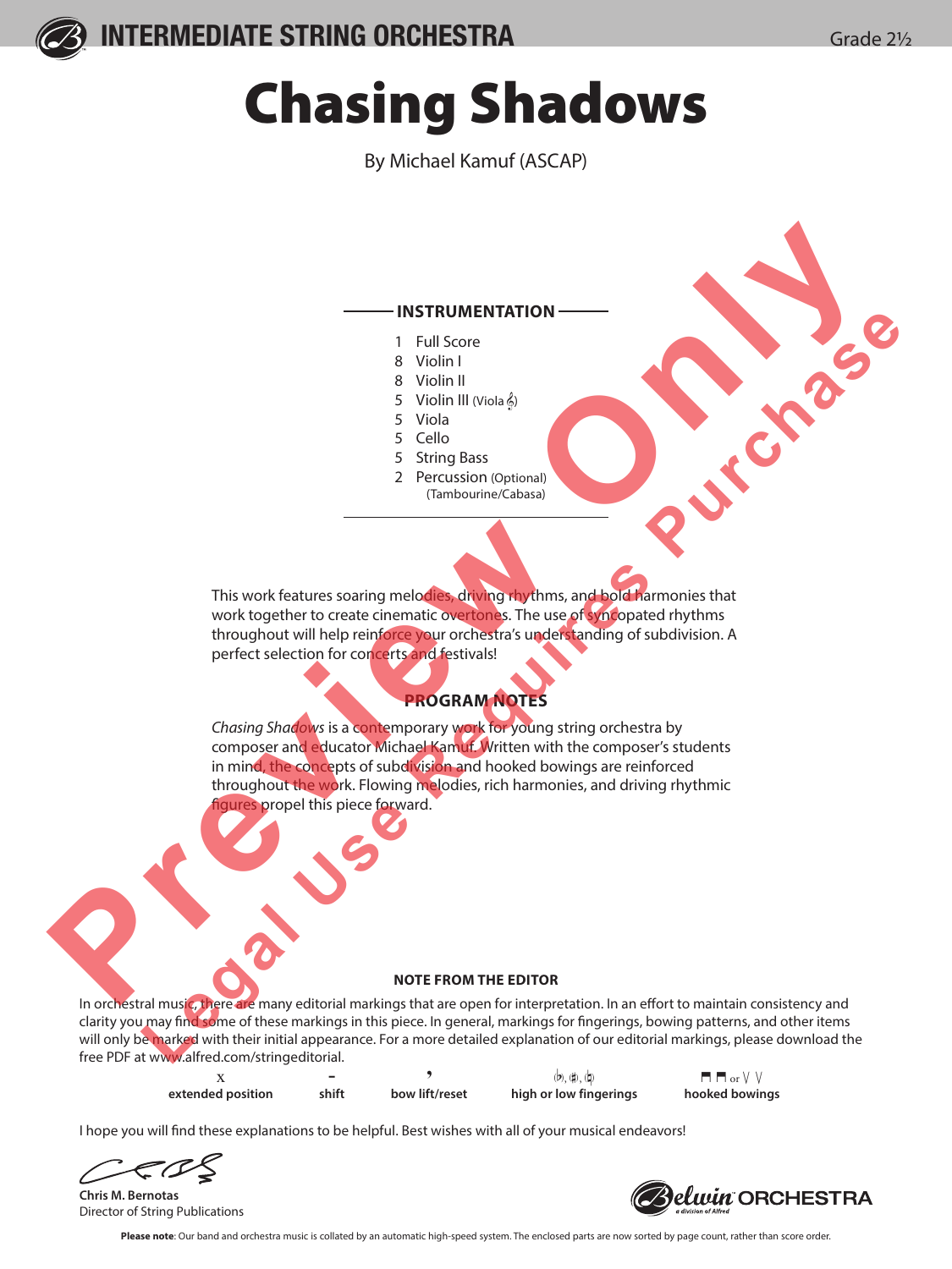INTERMEDIATE STRING ORCHESTRA

Grade 2½

# Chasing Shadows

By Michael Kamuf (ASCAP)

## INSTRUMENTATION

- 1 Full Score
- 8 Violin I
- 8 Violin II
- 5 Violin III (Viola 𝄞)
- 5 Viola
- 5 Cello
- 5 String Bass
- 2 Percussion (Optional) (Tambourine/Cabasa)

This work features soaring melodies, driving rhythms, and bold harmonies that work together to create cinematic overtones. The use of syncopated rhythms throughout will help reinforce your orchestra's understanding of subdivision. A perfect selection for concerts and festivals!

## PROGRAM NOTES

*Chasing Shadows* is a contemporary work for young string orchestra by composer and educator Michael Kamuf. Written with the composer's students in mind, the concepts of subdivision and hooked bowings are reinforced throughout the work. Flowing melodies, rich harmonies, and driving rhythmic figures propel this piece forward.

## NOTE FROM THE EDITOR

In orchestral music, there are many editorial markings that are open for interpretation. In an effort to maintain consistency and clarity you may find some of these markings in this piece. In general, markings for fingerings, bowing patterns, and other items will only be marked with their initial appearance. For a more detailed explanation of our editorial markings, please download the free PDF at www.alfred.com/stringeditorial.

| x | - | , | (♭), (♯), (♮) | ⊓ ⊓ or V V |
|---|---|---|---|---|
| **extended position** | **shift** | **bow lift/reset** | **high or low fingerings** | **hooked bowings** |

I hope you will find these explanations to be helpful. Best wishes with all of your musical endeavors!

**Chris M. Bernotas**
Director of String Publications

Belwin ORCHESTRA

**Please note**: Our band and orchestra music is collated by an automatic high-speed system. The enclosed parts are now sorted by page count, rather than score order.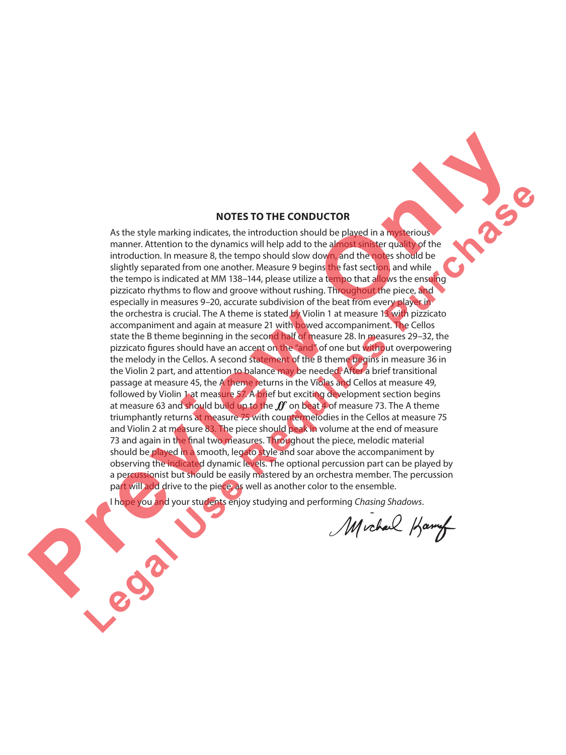## NOTES TO THE CONDUCTOR

As the style marking indicates, the introduction should be played in a mysterious manner. Attention to the dynamics will help add to the almost sinister quality of the introduction. In measure 8, the tempo should slow down, and the notes should be slightly separated from one another. Measure 9 begins the fast section, and while the tempo is indicated at MM 138–144, please utilize a tempo that allows the ensuing pizzicato rhythms to flow and groove without rushing. Throughout the piece, and especially in measures 9–20, accurate subdivision of the beat from every player in the orchestra is crucial. The A theme is stated by Violin 1 at measure 13 with pizzicato accompaniment and again at measure 21 with bowed accompaniment. The Cellos state the B theme beginning in the second half of measure 28. In measures 29–32, the pizzicato figures should have an accent on the "and" of one but without overpowering the melody in the Cellos. A second statement of the B theme begins in measure 36 in the Violin 2 part, and attention to balance may be needed. After a brief transitional passage at measure 45, the A theme returns in the Violas and Cellos at measure 49, followed by Violin 1 at measure 57. A brief but exciting development section begins at measure 63 and should build up to the ***ff*** on beat 4 of measure 73. The A theme triumphantly returns at measure 75 with countermelodies in the Cellos at measure 75 and Violin 2 at measure 83. The piece should peak in volume at the end of measure 73 and again in the final two measures. Throughout the piece, melodic material should be played in a smooth, legato style and soar above the accompaniment by observing the indicated dynamic levels. The optional percussion part can be played by a percussionist but should be easily mastered by an orchestra member. The percussion part will add drive to the piece, as well as another color to the ensemble.

I hope you and your students enjoy studying and performing *Chasing Shadows*.

Michael Kamuf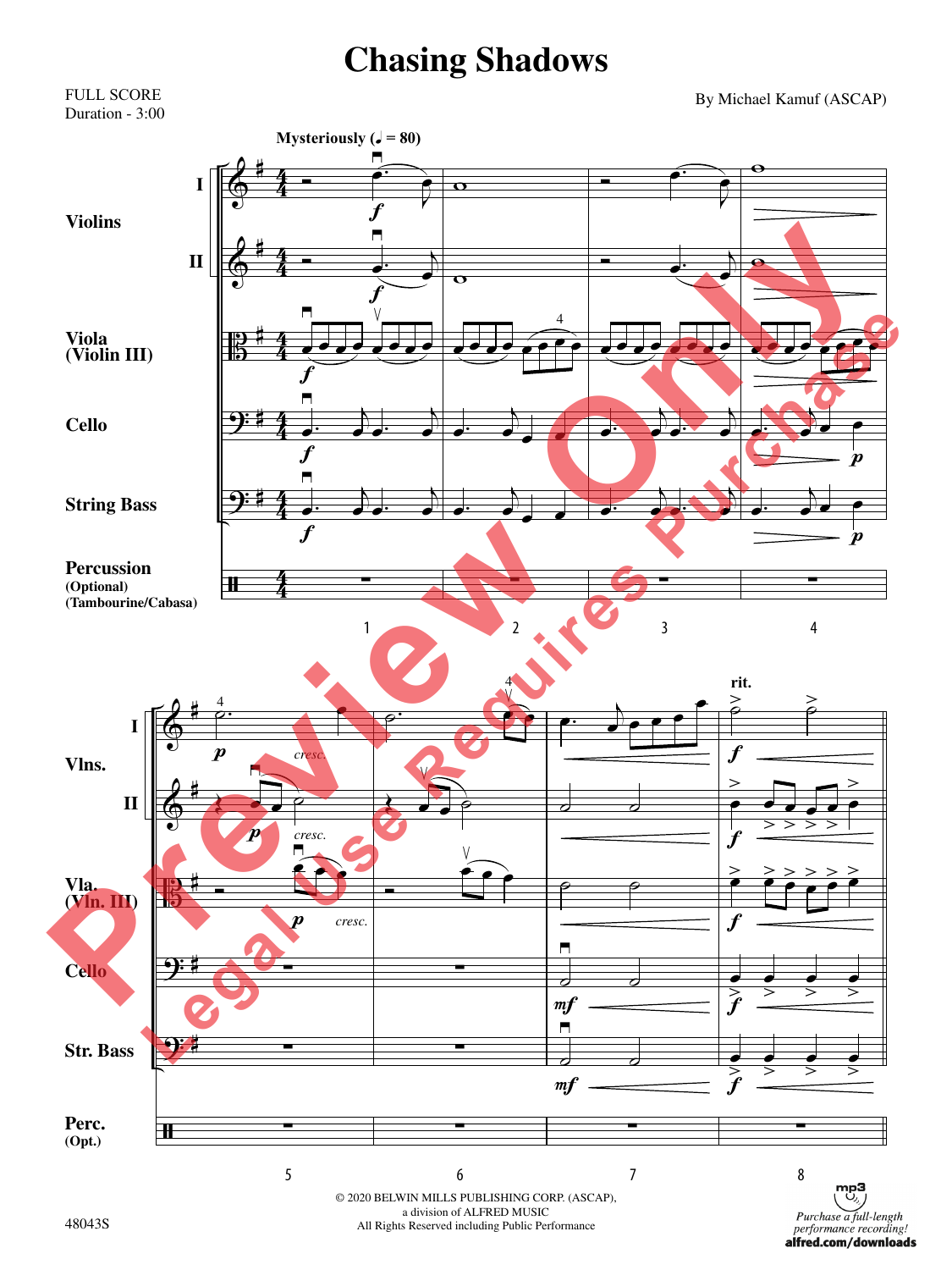# Chasing Shadows

FULL SCORE
Duration - 3:00

By Michael Kamuf (ASCAP)

Mysteriously (♩ = 80)

Violins I, II
Viola (Violin III)
Cello
String Bass
Percussion (Optional) (Tambourine/Cabasa)

© 2020 BELWIN MILLS PUBLISHING CORP. (ASCAP), a division of ALFRED MUSIC
All Rights Reserved including Public Performance

48043S

Purchase a full-length performance recording! alfred.com/downloads